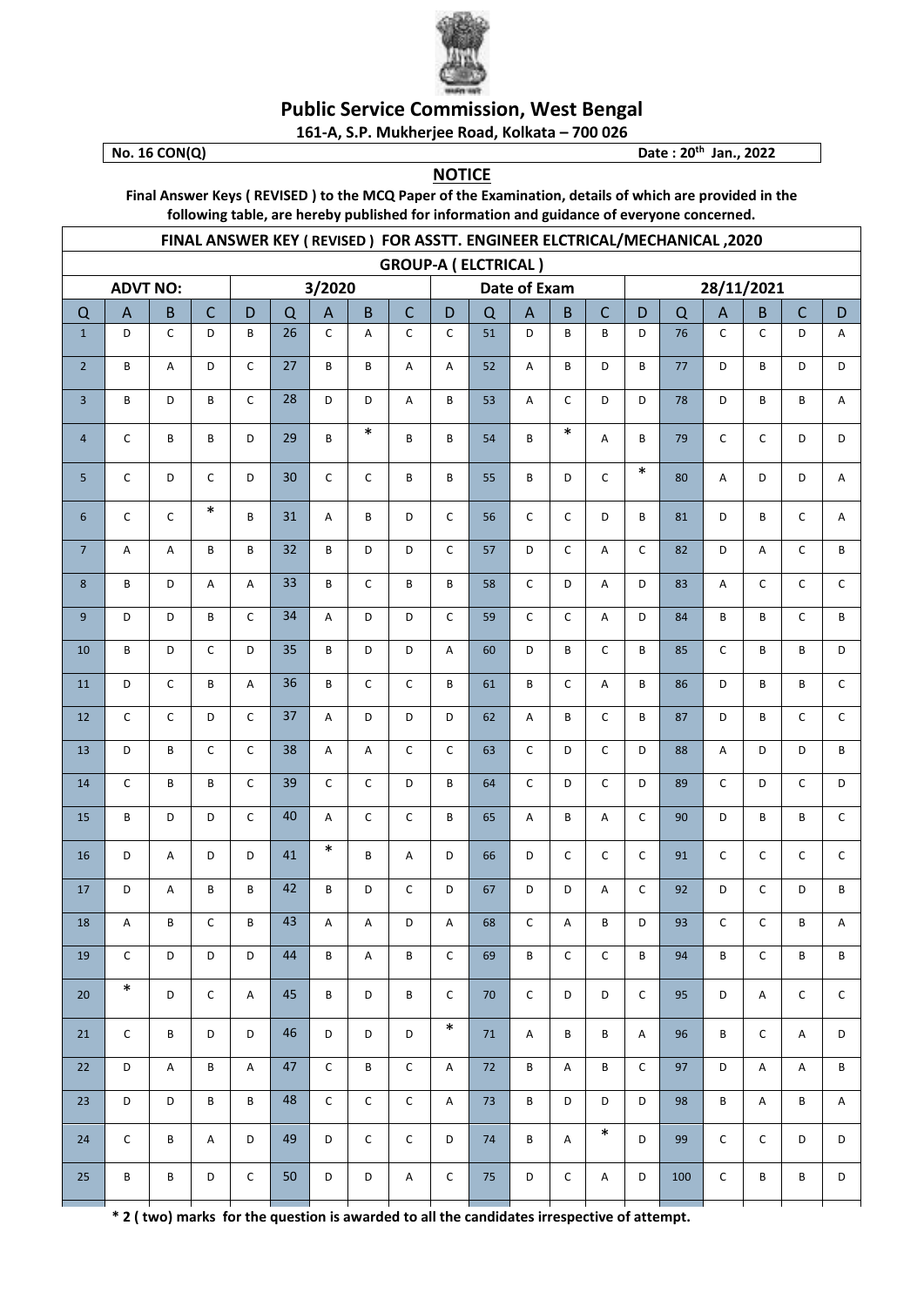# Public Service Commission, West Bengal

**161-A, S.P. Mukherjee Road, Kolkata – 700 026**

**No. 16 CON(Q)** **Date : 20th Jan., 2022**

## NOTICE

**Final Answer Keys ( REVISED ) to the MCQ Paper of the Examination, details of which are provided in the following table, are hereby published for information and guidance of everyone concerned.**

| FINAL ANSWER KEY ( REVISED ) FOR ASSTT. ENGINEER ELCTRICAL/MECHANICAL ,2020 | | | | | | | | | | | | | | | | | | | |
|---|---|---|---|---|---|---|---|---|---|---|---|---|---|---|---|---|---|---|---|
| GROUP-A ( ELCTRICAL ) | | | | | | | | | | | | | | | | | | | |
| ADVT NO: | | | | 3/2020 | | | | | Date of Exam | | | | | 28/11/2021 | | | | | |
| Q | A | B | C | D | Q | A | B | C | D | Q | A | B | C | D | Q | A | B | C | D |
| 1 | D | C | D | B | 26 | C | A | C | C | 51 | D | B | B | D | 76 | C | C | D | A |
| 2 | B | A | D | C | 27 | B | B | A | A | 52 | A | B | D | B | 77 | D | B | D | D |
| 3 | B | D | B | C | 28 | D | D | A | B | 53 | A | C | D | D | 78 | D | B | B | A |
| 4 | C | B | B | D | 29 | B | * | B | B | 54 | B | * | A | B | 79 | C | C | D | D |
| 5 | C | D | C | D | 30 | C | C | B | B | 55 | B | D | C | * | 80 | A | D | D | A |
| 6 | C | C | * | B | 31 | A | B | D | C | 56 | C | C | D | B | 81 | D | B | C | A |
| 7 | A | A | B | B | 32 | B | D | D | C | 57 | D | C | A | C | 82 | D | A | C | B |
| 8 | B | D | A | A | 33 | B | C | B | B | 58 | C | D | A | D | 83 | A | C | C | C |
| 9 | D | D | B | C | 34 | A | D | D | C | 59 | C | C | A | D | 84 | B | B | C | B |
| 10 | B | D | C | D | 35 | B | D | D | A | 60 | D | B | C | B | 85 | C | B | B | D |
| 11 | D | C | B | A | 36 | B | C | C | B | 61 | B | C | A | B | 86 | D | B | B | C |
| 12 | C | C | D | C | 37 | A | D | D | D | 62 | A | B | C | B | 87 | D | B | C | C |
| 13 | D | B | C | C | 38 | A | A | C | C | 63 | C | D | C | D | 88 | A | D | D | B |
| 14 | C | B | B | C | 39 | C | C | D | B | 64 | C | D | C | D | 89 | C | D | C | D |
| 15 | B | D | D | C | 40 | A | C | C | B | 65 | A | B | A | C | 90 | D | B | B | C |
| 16 | D | A | D | D | 41 | * | B | A | D | 66 | D | C | C | C | 91 | C | C | C | C |
| 17 | D | A | B | B | 42 | B | D | C | D | 67 | D | D | A | C | 92 | D | C | D | B |
| 18 | A | B | C | B | 43 | A | A | D | A | 68 | C | A | B | D | 93 | C | C | B | A |
| 19 | C | D | D | D | 44 | B | A | B | C | 69 | B | C | C | B | 94 | B | C | B | B |
| 20 | * | D | C | A | 45 | B | D | B | C | 70 | C | D | D | C | 95 | D | A | C | C |
| 21 | C | B | D | D | 46 | D | D | D | * | 71 | A | B | B | A | 96 | B | C | A | D |
| 22 | D | A | B | A | 47 | C | B | C | A | 72 | B | A | B | C | 97 | D | A | A | B |
| 23 | D | D | B | B | 48 | C | C | C | A | 73 | B | D | D | D | 98 | B | A | B | A |
| 24 | C | B | A | D | 49 | D | C | C | D | 74 | B | A | * | D | 99 | C | C | D | D |
| 25 | B | B | D | C | 50 | D | D | A | C | 75 | D | C | A | D | 100 | C | B | B | D |

**\* 2 ( two) marks for the question is awarded to all the candidates irrespective of attempt.**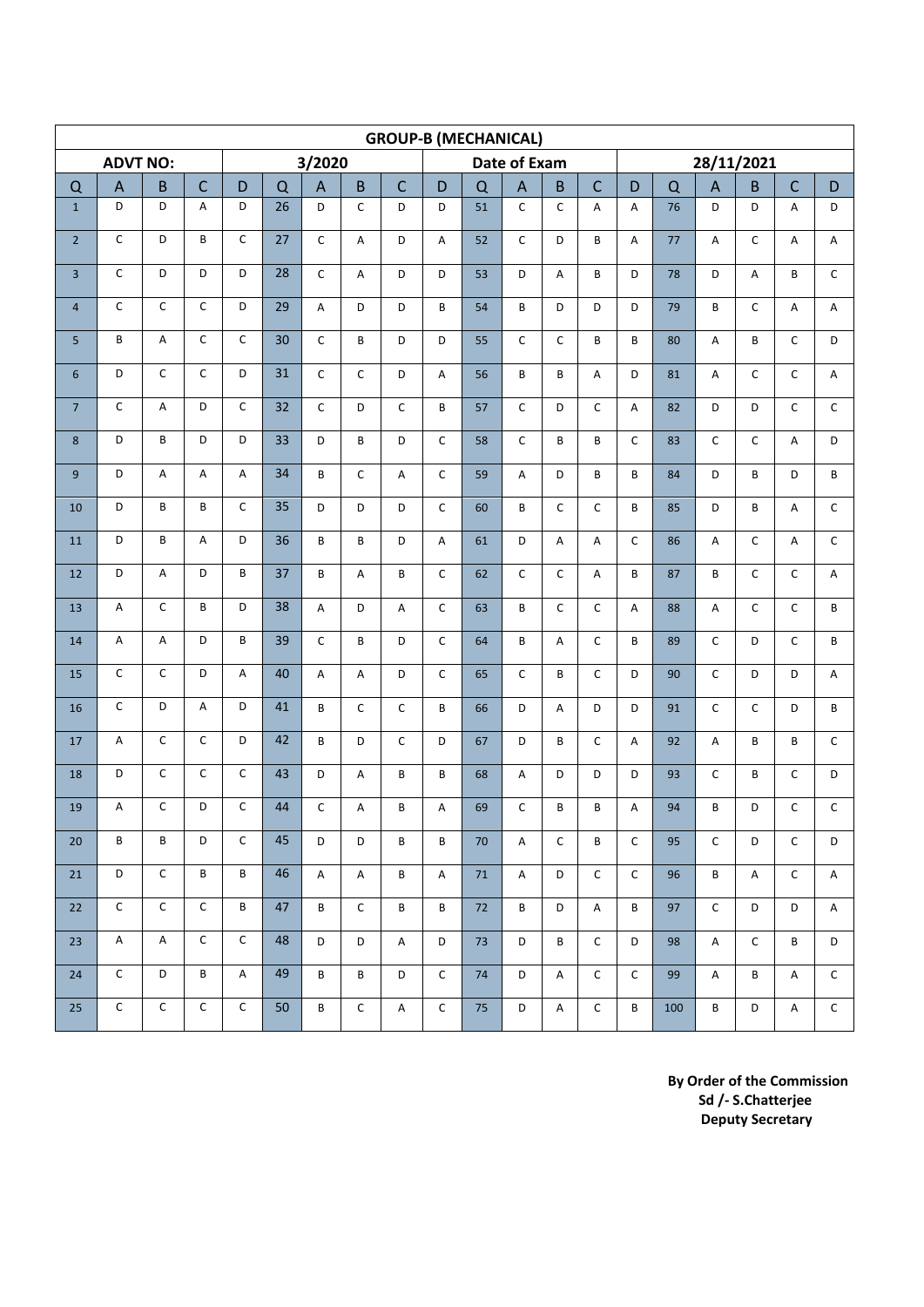| GROUP-B (MECHANICAL) | | | | | | | | | | | | | | | | | | | |
|---|---|---|---|---|---|---|---|---|---|---|---|---|---|---|---|---|---|---|---|
| ADVT NO: | | | | 3/2020 | | | | | Date of Exam | | | | | 28/11/2021 | | | | | |
| Q | A | B | C | D | Q | A | B | C | D | Q | A | B | C | D | Q | A | B | C | D |
| 1 | D | D | A | D | 26 | D | C | D | D | 51 | C | C | A | A | 76 | D | D | A | D |
| 2 | C | D | B | C | 27 | C | A | D | A | 52 | C | D | B | A | 77 | A | C | A | A |
| 3 | C | D | D | D | 28 | C | A | D | D | 53 | D | A | B | D | 78 | D | A | B | C |
| 4 | C | C | C | D | 29 | A | D | D | B | 54 | B | D | D | D | 79 | B | C | A | A |
| 5 | B | A | C | C | 30 | C | B | D | D | 55 | C | C | B | B | 80 | A | B | C | D |
| 6 | D | C | C | D | 31 | C | C | D | A | 56 | B | B | A | D | 81 | A | C | C | A |
| 7 | C | A | D | C | 32 | C | D | C | B | 57 | C | D | C | A | 82 | D | D | C | C |
| 8 | D | B | D | D | 33 | D | B | D | C | 58 | C | B | B | C | 83 | C | C | A | D |
| 9 | D | A | A | A | 34 | B | C | A | C | 59 | A | D | B | B | 84 | D | B | D | B |
| 10 | D | B | B | C | 35 | D | D | D | C | 60 | B | C | C | B | 85 | D | B | A | C |
| 11 | D | B | A | D | 36 | B | B | D | A | 61 | D | A | A | C | 86 | A | C | A | C |
| 12 | D | A | D | B | 37 | B | A | B | C | 62 | C | C | A | B | 87 | B | C | C | A |
| 13 | A | C | B | D | 38 | A | D | A | C | 63 | B | C | C | A | 88 | A | C | C | B |
| 14 | A | A | D | B | 39 | C | B | D | C | 64 | B | A | C | B | 89 | C | D | C | B |
| 15 | C | C | D | A | 40 | A | A | D | C | 65 | C | B | C | D | 90 | C | D | D | A |
| 16 | C | D | A | D | 41 | B | C | C | B | 66 | D | A | D | D | 91 | C | C | D | B |
| 17 | A | C | C | D | 42 | B | D | C | D | 67 | D | B | C | A | 92 | A | B | B | C |
| 18 | D | C | C | C | 43 | D | A | B | B | 68 | A | D | D | D | 93 | C | B | C | D |
| 19 | A | C | D | C | 44 | C | A | B | A | 69 | C | B | B | A | 94 | B | D | C | C |
| 20 | B | B | D | C | 45 | D | D | B | B | 70 | A | C | B | C | 95 | C | D | C | D |
| 21 | D | C | B | B | 46 | A | A | B | A | 71 | A | D | C | C | 96 | B | A | C | A |
| 22 | C | C | C | B | 47 | B | C | B | B | 72 | B | D | A | B | 97 | C | D | D | A |
| 23 | A | A | C | C | 48 | D | D | A | D | 73 | D | B | C | D | 98 | A | C | B | D |
| 24 | C | D | B | A | 49 | B | B | D | C | 74 | D | A | C | C | 99 | A | B | A | C |
| 25 | C | C | C | C | 50 | B | C | A | C | 75 | D | A | C | B | 100 | B | D | A | C |

**By Order of the Commission**
**Sd /- S.Chatterjee**
**Deputy Secretary**